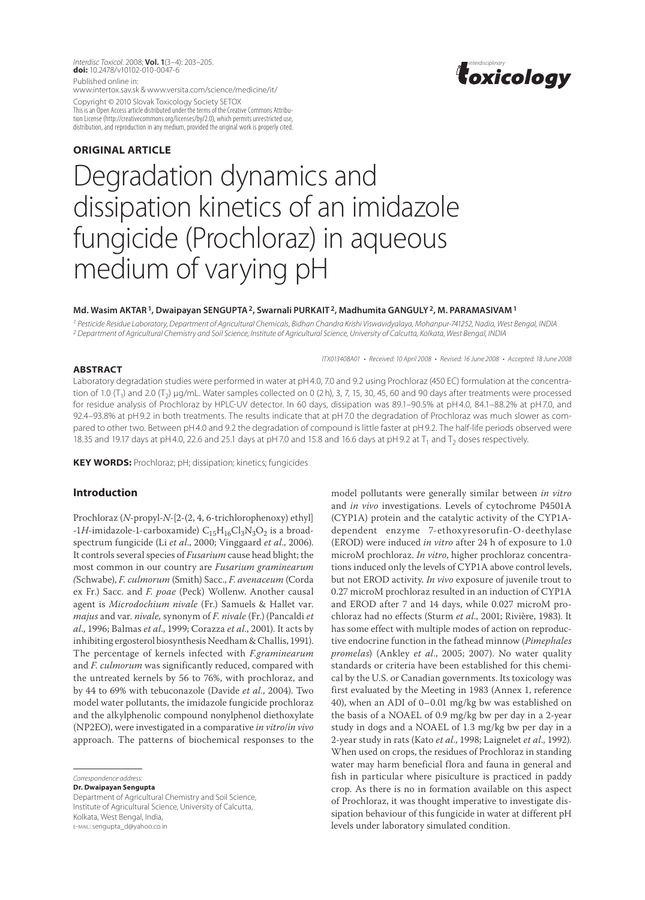ORIGINAL ARTICLE

# Degradation dynamics and dissipation kinetics of an imidazole fungicide (Prochloraz) in aqueous medium of varying pH

**Md. Wasim AKTAR [1], Dwaipayan SENGUPTA [2], Swarnali PURKAIT [2], Madhumita GANGULY [2], M. PARAMASIVAM [1]**

[1] Pesticide Residue Laboratory, Department of Agricultural Chemicals, Bidhan Chandra Krishi Viswavidyalaya, Mohanpur-741252, Nadia, West Bengal, INDIA
[2] Department of Agricultural Chemistry and Soil Science, Institute of Agricultural Science, University of Calcutta, Kolkata, West Bengal, INDIA

ITX013408A01 • Received: 10 April 2008 • Revised: 16 June 2008 • Accepted: 18 June 2008

Copyright © 2010 Slovak Toxicology Society SETOX
This is an Open Access article distributed under the terms of the Creative Commons Attribution License (http://creativecommons.org/licenses/by/2.0), which permits unrestricted use, distribution, and reproduction in any medium, provided the original work is properly cited.

## ABSTRACT

Laboratory degradation studies were performed in water at pH 4.0, 7.0 and 9.2 using Prochloraz (450 EC) formulation at the concentration of 1.0 ($T_1$) and 2.0 ($T_2$) μg/mL. Water samples collected on 0 (2 h), 3, 7, 15, 30, 45, 60 and 90 days after treatments were processed for residue analysis of Prochloraz by HPLC-UV detector. In 60 days, dissipation was 89.1–90.5% at pH 4.0, 84.1–88.2% at pH 7.0, and 92.4–93.8% at pH 9.2 in both treatments. The results indicate that at pH 7.0 the degradation of Prochloraz was much slower as compared to other two. Between pH 4.0 and 9.2 the degradation of compound is little faster at pH 9.2. The half-life periods observed were 18.35 and 19.17 days at pH 4.0, 22.6 and 25.1 days at pH 7.0 and 15.8 and 16.6 days at pH 9.2 at $T_1$ and $T_2$ doses respectively.

**KEY WORDS:** Prochloraz; pH; dissipation; kinetics; fungicides

## Introduction

Prochloraz (*N*-propyl-*N*-[2-(2, 4, 6-trichlorophenoxy) ethyl] -1*H*-imidazole-1-carboxamide) $C_{15}H_{16}Cl_3N_3O_2$ is a broad-spectrum fungicide (Li *et al*., 2000; Vinggaard *et al*., 2006). It controls several species of *Fusarium* cause head blight; the most common in our country are *Fusarium gramine­arum (*Schwabe), *F. culmorum* (Smith) Sacc., *F. avenaceum* (Corda ex Fr.) Sacc. and *F. poae* (Peck) Wollenw. Another causal agent is *Microdochium nivale* (Fr.) Samuels & Hallet var. *majus* and var. *nivale,* synonym of *F. nivale* (Fr.) (Pancaldi *et al*., 1996; Balmas *et al*., 1999; Corazza *et al*., 2001). It acts by inhibiting ergosterol biosynthesis Needham & Challis, 1991). The percentage of kernels infected with *F.graminearum* and *F. culmorum* was significantly reduced, compared with the untreated kernels by 56 to 76%, with prochloraz, and by 44 to 69% with tebuconazole (Davide *et al*., 2004). Two model water pollutants, the imidazole fungicide prochloraz and the alkylphenolic compound nonylphenol diethoxylate (NP2EO), were investigated in a comparative *in vitro*/*in vivo* approach. The patterns of biochemical responses to the model pollutants were generally similar between *in vitro* and *in vivo* investigations. Levels of cytochrome P4501A (CYP1A) protein and the catalytic activity of the CYP1A-dependent enzyme 7-ethoxyresorufin-O-deethylase (EROD) were induced *in vitro* after 24 h of exposure to 1.0 microM prochloraz. *In vitro*, higher prochloraz concentrations induced only the levels of CYP1A above control levels, but not EROD activity. *In vivo* exposure of juvenile trout to 0.27 microM prochloraz resulted in an induction of CYP1A and EROD after 7 and 14 days, while 0.027 microM prochloraz had no effects (Sturm *et al*., 2001; Rivière, 1983). It has some effect with multiple modes of action on reproductive endocrine function in the fathead minnow (*Pimephales promelas*) (Ankley *et al*., 2005; 2007). No water quality standards or criteria have been established for this chemical by the U.S. or Canadian governments. Its toxicology was first evaluated by the Meeting in 1983 (Annex 1, reference 40), when an ADI of 0–0.01 mg/kg bw was established on the basis of a NOAEL of 0.9 mg/kg bw per day in a 2-year study in dogs and a NOAEL of 1.3 mg/kg bw per day in a 2-year study in rats (Kato *et al*., 1998; Laignelet *et al*., 1992). When used on crops, the residues of Prochloraz in standing water may harm beneficial flora and fauna in general and fish in particular where pisiculture is practiced in paddy crop. As there is no in formation available on this aspect of Prochloraz, it was thought imperative to investigate dissipation behaviour of this fungicide in water at different pH levels under laboratory simulated condition.

*Correspondence address:*
**Dr. Dwaipayan Sengupta**
Department of Agricultural Chemistry and Soil Science, Institute of Agricultural Science, University of Calcutta, Kolkata, West Bengal, India,
E-MAIL: sengupta_d@yahoo.co.in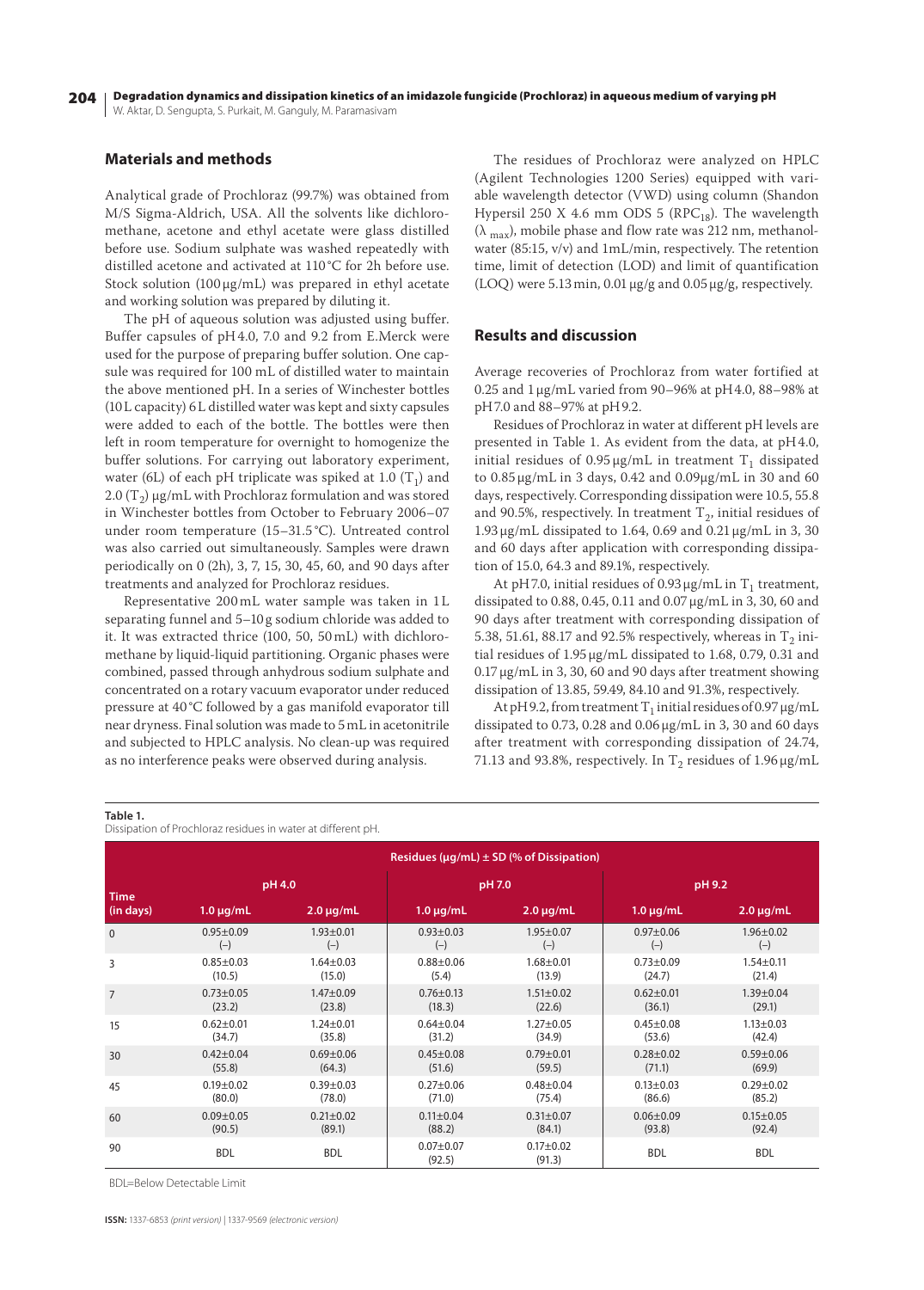## Materials and methods

Analytical grade of Prochloraz (99.7%) was obtained from M/S Sigma-Aldrich, USA. All the solvents like dichloromethane, acetone and ethyl acetate were glass distilled before use. Sodium sulphate was washed repeatedly with distilled acetone and activated at 110 °C for 2h before use. Stock solution (100 µg/mL) was prepared in ethyl acetate and working solution was prepared by diluting it.

The pH of aqueous solution was adjusted using buffer. Buffer capsules of pH 4.0, 7.0 and 9.2 from E.Merck were used for the purpose of preparing buffer solution. One capsule was required for 100 mL of distilled water to maintain the above mentioned pH. In a series of Winchester bottles (10 L capacity) 6 L distilled water was kept and sixty capsules were added to each of the bottle. The bottles were then left in room temperature for overnight to homogenize the buffer solutions. For carrying out laboratory experiment, water (6L) of each pH triplicate was spiked at 1.0 ($T_1$) and 2.0 ($T_2$) µg/mL with Prochloraz formulation and was stored in Winchester bottles from October to February 2006–07 under room temperature (15–31.5 °C). Untreated control was also carried out simultaneously. Samples were drawn periodically on 0 (2h), 3, 7, 15, 30, 45, 60, and 90 days after treatments and analyzed for Prochloraz residues.

Representative 200 mL water sample was taken in 1 L separating funnel and 5–10 g sodium chloride was added to it. It was extracted thrice (100, 50, 50 mL) with dichloromethane by liquid-liquid partitioning. Organic phases were combined, passed through anhydrous sodium sulphate and concentrated on a rotary vacuum evaporator under reduced pressure at 40 °C followed by a gas manifold evaporator till near dryness. Final solution was made to 5 mL in acetonitrile and subjected to HPLC analysis. No clean-up was required as no interference peaks were observed during analysis.

The residues of Prochloraz were analyzed on HPLC (Agilent Technologies 1200 Series) equipped with variable wavelength detector (VWD) using column (Shandon Hypersil 250 X 4.6 mm ODS 5 ($RPC_{18}$). The wavelength ($\lambda_{max}$), mobile phase and flow rate was 212 nm, methanol-water (85:15, v/v) and 1mL/min, respectively. The retention time, limit of detection (LOD) and limit of quantification (LOQ) were 5.13 min, 0.01 µg/g and 0.05 µg/g, respectively.

## Results and discussion

Average recoveries of Prochloraz from water fortified at 0.25 and 1 µg/mL varied from 90–96% at pH 4.0, 88–98% at pH 7.0 and 88–97% at pH 9.2.

Residues of Prochloraz in water at different pH levels are presented in Table 1. As evident from the data, at pH 4.0, initial residues of 0.95 µg/mL in treatment $T_1$ dissipated to 0.85 µg/mL in 3 days, 0.42 and 0.09µg/mL in 30 and 60 days, respectively. Corresponding dissipation were 10.5, 55.8 and 90.5%, respectively. In treatment $T_2$, initial residues of 1.93 µg/mL dissipated to 1.64, 0.69 and 0.21 µg/mL in 3, 30 and 60 days after application with corresponding dissipation of 15.0, 64.3 and 89.1%, respectively.

At pH 7.0, initial residues of 0.93 µg/mL in $T_1$ treatment, dissipated to 0.88, 0.45, 0.11 and 0.07 µg/mL in 3, 30, 60 and 90 days after treatment with corresponding dissipation of 5.38, 51.61, 88.17 and 92.5% respectively, whereas in $T_2$ initial residues of 1.95 µg/mL dissipated to 1.68, 0.79, 0.31 and 0.17 µg/mL in 3, 30, 60 and 90 days after treatment showing dissipation of 13.85, 59.49, 84.10 and 91.3%, respectively.

At pH 9.2, from treatment $T_1$ initial residues of 0.97 µg/mL dissipated to 0.73, 0.28 and 0.06 µg/mL in 3, 30 and 60 days after treatment with corresponding dissipation of 24.74, 71.13 and 93.8%, respectively. In $T_2$ residues of 1.96 µg/mL

**Table 1.**
Dissipation of Prochloraz residues in water at different pH.

| Time (in days) | Residues (µg/mL) ± SD (% of Dissipation) | | | | | |
|---|---|---|---|---|---|---|
| | pH 4.0 | | pH 7.0 | | pH 9.2 | |
| | 1.0 µg/mL | 2.0 µg/mL | 1.0 µg/mL | 2.0 µg/mL | 1.0 µg/mL | 2.0 µg/mL |
| 0 | 0.95±0.09 (–) | 1.93±0.01 (–) | 0.93±0.03 (–) | 1.95±0.07 (–) | 0.97±0.06 (–) | 1.96±0.02 (–) |
| 3 | 0.85±0.03 (10.5) | 1.64±0.03 (15.0) | 0.88±0.06 (5.4) | 1.68±0.01 (13.9) | 0.73±0.09 (24.7) | 1.54±0.11 (21.4) |
| 7 | 0.73±0.05 (23.2) | 1.47±0.09 (23.8) | 0.76±0.13 (18.3) | 1.51±0.02 (22.6) | 0.62±0.01 (36.1) | 1.39±0.04 (29.1) |
| 15 | 0.62±0.01 (34.7) | 1.24±0.01 (35.8) | 0.64±0.04 (31.2) | 1.27±0.05 (34.9) | 0.45±0.08 (53.6) | 1.13±0.03 (42.4) |
| 30 | 0.42±0.04 (55.8) | 0.69±0.06 (64.3) | 0.45±0.08 (51.6) | 0.79±0.01 (59.5) | 0.28±0.02 (71.1) | 0.59±0.06 (69.9) |
| 45 | 0.19±0.02 (80.0) | 0.39±0.03 (78.0) | 0.27±0.06 (71.0) | 0.48±0.04 (75.4) | 0.13±0.03 (86.6) | 0.29±0.02 (85.2) |
| 60 | 0.09±0.05 (90.5) | 0.21±0.02 (89.1) | 0.11±0.04 (88.2) | 0.31±0.07 (84.1) | 0.06±0.09 (93.8) | 0.15±0.05 (92.4) |
| 90 | BDL | BDL | 0.07±0.07 (92.5) | 0.17±0.02 (91.3) | BDL | BDL |

BDL=Below Detectable Limit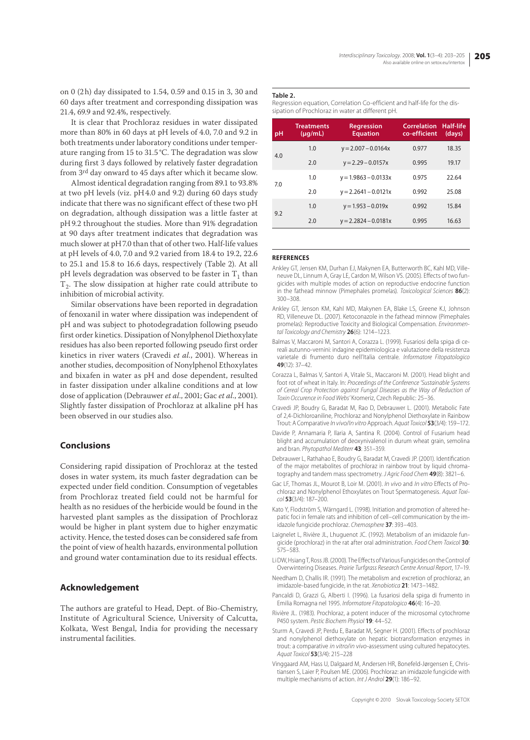on 0 (2 h) day dissipated to 1.54, 0.59 and 0.15 in 3, 30 and 60 days after treatment and corresponding dissipation was 21.4, 69.9 and 92.4%, respectively.

It is clear that Prochloraz residues in water dissipated more than 80% in 60 days at pH levels of 4.0, 7.0 and 9.2 in both treatments under laboratory conditions under temperature ranging from 15 to 31.5 °C. The degradation was slow during first 3 days followed by relatively faster degradation from 3rd day onward to 45 days after which it became slow.

Almost identical degradation ranging from 89.1 to 93.8% at two pH levels (viz. pH 4.0 and 9.2) during 60 days study indicate that there was no significant effect of these two pH on degradation, although dissipation was a little faster at pH 9.2 throughout the studies. More than 91% degradation at 90 days after treatment indicates that degradation was much slower at pH 7.0 than that of other two. Half-life values at pH levels of 4.0, 7.0 and 9.2 varied from 18.4 to 19.2, 22.6 to 25.1 and 15.8 to 16.6 days, respectively (Table 2). At all pH levels degradation was observed to be faster in $T_1$ than $T_2$. The slow dissipation at higher rate could attribute to inhibition of microbial activity.

Similar observations have been reported in degradation of fenoxanil in water where dissipation was independent of pH and was subject to photodegradation following pseudo first order kinetics. Dissipation of Nonylphenol Diethoxylate residues has also been reported following pseudo first order kinetics in river waters (Cravedi *et al*., 2001). Whereas in another studies, decomposition of Nonylphenol Ethoxylates and bixafen in water as pH and dose dependent, resulted in faster dissipation under alkaline conditions and at low dose of application (Debrauwer *et al*., 2001; Gac *et al*., 2001). Slightly faster dissipation of Prochloraz at alkaline pH has been observed in our studies also.

## Conclusions

Considering rapid dissipation of Prochloraz at the tested doses in water system, its much faster degradation can be expected under field condition. Consumption of vegetables from Prochloraz treated field could not be harmful for health as no residues of the herbicide would be found in the harvested plant samples as the dissipation of Prochloraz would be higher in plant system due to higher enzymatic activity. Hence, the tested doses can be considered safe from the point of view of health hazards, environmental pollution and ground water contamination due to its residual effects.

## Acknowledgement

The authors are grateful to Head, Dept. of Bio-Chemistry, Institute of Agricultural Science, University of Calcutta, Kolkata, West Bengal, India for providing the necessary instrumental facilities.

**Table 2.**
Regression equation, Correlation Co-efficient and half-life for the dissipation of Prochloraz in water at different pH.

| pH | Treatments (μg/mL) | Regression Equation | Correlation co-efficient | Half-life (days) |
|---|---|---|---|---|
| 4.0 | 1.0 | $y = 2.007 - 0.0164x$ | 0.977 | 18.35 |
| | 2.0 | $y = 2.29 - 0.0157x$ | 0.995 | 19.17 |
| 7.0 | 1.0 | $y = 1.9863 - 0.0133x$ | 0.975 | 22.64 |
| | 2.0 | $y = 2.2641 - 0.0121x$ | 0.992 | 25.08 |
| 9.2 | 1.0 | $y = 1.953 - 0.019x$ | 0.992 | 15.84 |
| | 2.0 | $y = 2.2824 - 0.0181x$ | 0.995 | 16.63 |

## REFERENCES

Ankley GT, Jensen KM, Durhan EJ, Makynen EA, Butterworth BC, Kahl MD, Villeneuve DL, Linnum A, Gray LE, Cardon M, Wilson VS. (2005). Effects of two fungicides with multiple modes of action on reproductive endocrine function in the fathead minnow (Pimephales promelas). *Toxicological Sciences* **86**(2): 300–308.

Ankley GT, Jenson KM, Kahl MD, Makynen EA, Blake LS, Greene KJ, Johnson RD, Villeneuve DL. (2007). Ketoconazole in the fathead minnow (Pimephales promelas): Reproductive Toxicity and Biological Compensation. *Environmental Toxicology and Chemistry* **26**(6): 1214–1223.

Balmas V, Maccaroni M, Santori A, Corazza L. (1999). Fusariosi della spiga di cereali autunno-vernini: indagine epidemiologica e valutazione della resistenza varietale di frumento duro nell'Italia centrale. *Informatore Fitopatologico* **49**(12): 37–42.

Corazza L, Balmas V, Santori A, Vitale SL, Maccaroni M. (2001). Head blight and foot rot of wheat in Italy. In: *Proceedings of the Conference 'Sustainable Systems of Cereal Crop Protection against Fungal Diseases as the Way of Reduction of Toxin Occurence in Food Webs'* Kromeriz, Czech Republic: 25–36.

Cravedi JP, Boudry G, Baradat M, Rao D, Debrauwer L. (2001). Metabolic Fate of 2,4-Dichloroaniline, Prochloraz and Nonylphenol Diethoxylate in Rainbow Trout: A Comparative *In vivo/In vitro* Approach. *Aquat Toxicol* **53**(3/4): 159–172.

Davide P, Annamaria P, Ilaria A, Santina R. (2004). Control of Fusarium head blight and accumulation of deoxynivalenol in durum wheat grain, semolina and bran. *Phytopathol Mediterr* **43**: 351–359.

Debrauwer L, Rathahao E, Boudry G, Baradat M, Cravedi JP. (2001). Identification of the major metabolites of prochloraz in rainbow trout by liquid chromatography and tandem mass spectrometry. *J Agric Food Chem* **49**(8): 3821–6.

Gac LF, Thomas JL, Mourot B, Loir M. (2001). *In vivo* and *In vitro* Effects of Prochloraz and Nonylphenol Ethoxylates on Trout Spermatogenesis. *Aquat Toxicol* **53**(3/4): 187–200.

Kato Y, Flodström S, Wärngard L. (1998). Initiation and promotion of altered hepatic foci in female rats and inhibition of cell–cell communication by the imidazole fungicide prochloraz. *Chemosphere* **37**: 393–403.

Laïgnelet L, Rivière JL, Lhuguenot JC. (1992). Metabolism of an imidazole fungicide (prochloraz) in the rat after oral administration. *Food Chem Toxicol* **30**: 575–583.

Li DW, Hsiang T, Ross JB. (2000). The Effects of Various Fungicides on the Control of Overwintering Diseases. *Prairie Turfgrass Research Centre Annual Report*, 17–19.

Needham D, Challis IR. (1991). The metabolism and excretion of prochloraz, an imidazole-based fungicide, in the rat. *Xenobiotica* **21**: 1473–1482.

Pancaldi D, Grazzi G, Alberti I. (1996). La fusariosi della spiga di frumento in Emilia Romagna nel 1995. *Informatore Fitopatologico* **46**(4): 16–20.

Rivière JL. (1983). Prochloraz, a potent inducer of the microsomal cytochrome P450 system. *Pestic Biochem Physiol* **19**: 44–52.

Sturm A, Cravedi JP, Perdu E, Baradat M, Segner H. (2001). Effects of prochloraz and nonylphenol diethoxylate on hepatic biotransformation enzymes in trout: a comparative *in vitro/in vivo*-assessment using cultured hepatocytes. *Aquat Toxicol* **53**(3/4): 215–228

Vinggaard AM, Hass U, Dalgaard M, Andersen HR, Bonefeld-Jørgensen E, Christiansen S, Laier P, Poulsen ME. (2006). Prochloraz: an imidazole fungicide with multiple mechanisms of action. *Int J Androl* **29**(1): 186–92.